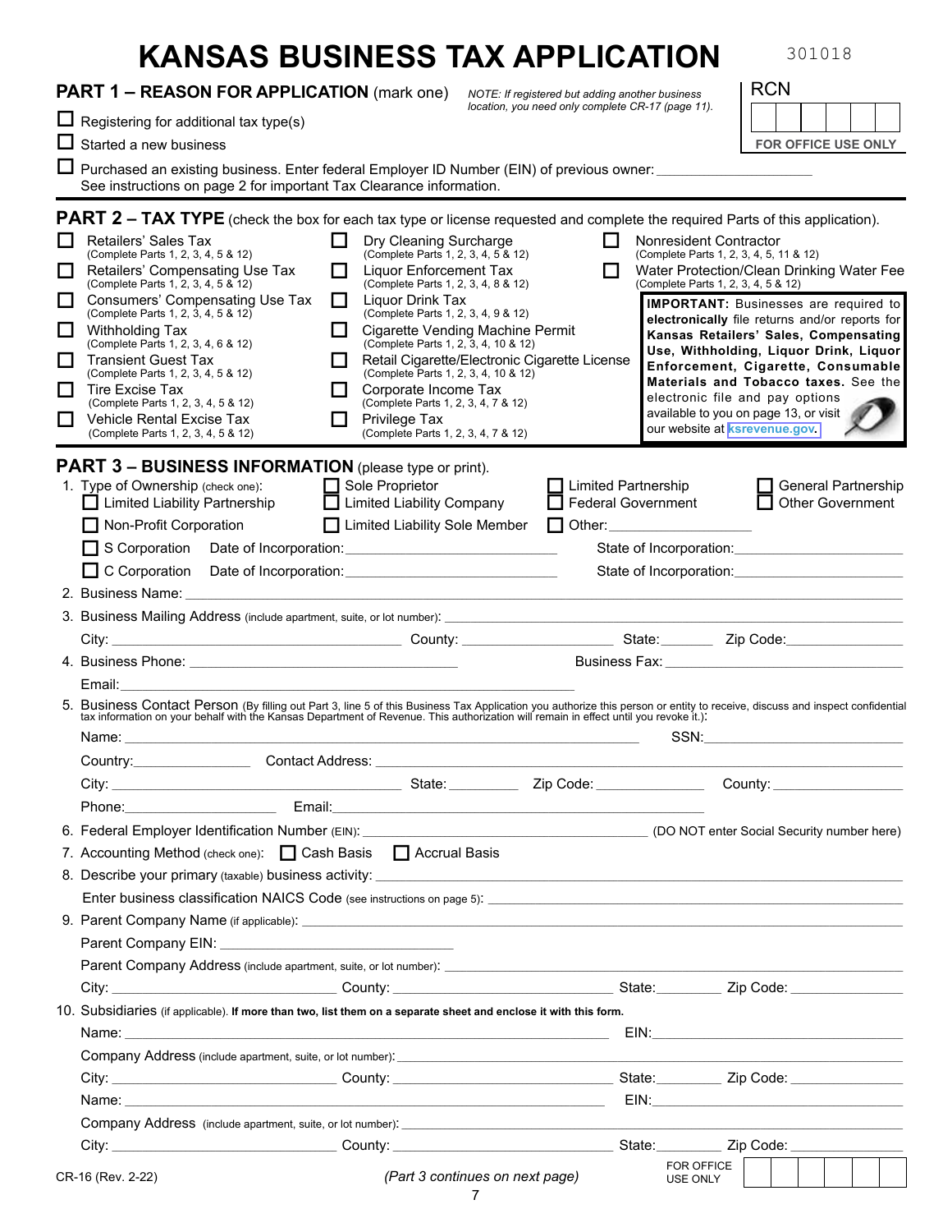# KANSAS BUSINESS TAX APPLICATION

301018

RCN

FOR OFFICE USE ONLY

## PART 1 – REASON FOR APPLICATION (mark one)

*NOTE: If registered but adding another business location, you need only complete CR-17 (page 11).*

☐ Registering for additional tax type(s)

☐ Started a new business

☐ Purchased an existing business. Enter federal Employer ID Number (EIN) of previous owner: ____________________
See instructions on page 2 for important Tax Clearance information.

## PART 2 – TAX TYPE (check the box for each tax type or license requested and complete the required Parts of this application).

☐ Retailers' Sales Tax (Complete Parts 1, 2, 3, 4, 5 & 12)

☐ Retailers' Compensating Use Tax (Complete Parts 1, 2, 3, 4, 5 & 12)

☐ Consumers' Compensating Use Tax (Complete Parts 1, 2, 3, 4, 5 & 12)

☐ Withholding Tax (Complete Parts 1, 2, 3, 4, 6 & 12)

☐ Transient Guest Tax (Complete Parts 1, 2, 3, 4, 5 & 12)

☐ Tire Excise Tax (Complete Parts 1, 2, 3, 4, 5 & 12)

☐ Vehicle Rental Excise Tax (Complete Parts 1, 2, 3, 4, 5 & 12)

☐ Dry Cleaning Surcharge (Complete Parts 1, 2, 3, 4, 5 & 12)

☐ Liquor Enforcement Tax (Complete Parts 1, 2, 3, 4, 8 & 12)

☐ Liquor Drink Tax (Complete Parts 1, 2, 3, 4, 9 & 12)

☐ Cigarette Vending Machine Permit (Complete Parts 1, 2, 3, 4, 10 & 12)

☐ Retail Cigarette/Electronic Cigarette License (Complete Parts 1, 2, 3, 4, 10 & 12)

☐ Corporate Income Tax (Complete Parts 1, 2, 3, 4, 7 & 12)

☐ Privilege Tax (Complete Parts 1, 2, 3, 4, 7 & 12)

☐ Nonresident Contractor (Complete Parts 1, 2, 3, 4, 5, 11 & 12)

☐ Water Protection/Clean Drinking Water Fee (Complete Parts 1, 2, 3, 4, 5 & 12)

**IMPORTANT:** Businesses are required to **electronically** file returns and/or reports for **Kansas Retailers' Sales, Compensating Use, Withholding, Liquor Drink, Liquor Enforcement, Cigarette, Consumable Materials and Tobacco taxes.** See the electronic file and pay options available to you on page 13, or visit our website at ksrevenue.gov.

## PART 3 – BUSINESS INFORMATION (please type or print).

1. Type of Ownership (check one):
   ☐ Sole Proprietor ☐ Limited Partnership ☐ General Partnership
   ☐ Limited Liability Partnership ☐ Limited Liability Company ☐ Federal Government ☐ Other Government
   ☐ Non-Profit Corporation ☐ Limited Liability Sole Member ☐ Other: ____________
   ☐ S Corporation Date of Incorporation: ____________ State of Incorporation: ____________
   ☐ C Corporation Date of Incorporation: ____________ State of Incorporation: ____________
2. Business Name: ____________
3. Business Mailing Address (include apartment, suite, or lot number): ____________
   City: ____________ County: ____________ State: ______ Zip Code: ____________
4. Business Phone: ____________ Business Fax: ____________
   Email: ____________
5. Business Contact Person (By filling out Part 3, line 5 of this Business Tax Application you authorize this person or entity to receive, discuss and inspect confidential tax information on your behalf with the Kansas Department of Revenue. This authorization will remain in effect until you revoke it.):
   Name: ____________ SSN: ____________
   Country: ____________ Contact Address: ____________
   City: ____________ State: ______ Zip Code: ____________ County: ____________
   Phone: ____________ Email: ____________
6. Federal Employer Identification Number (EIN): ____________ (DO NOT enter Social Security number here)
7. Accounting Method (check one): ☐ Cash Basis ☐ Accrual Basis
8. Describe your primary (taxable) business activity: ____________
   Enter business classification NAICS Code (see instructions on page 5): ____________
9. Parent Company Name (if applicable): ____________
   Parent Company EIN: ____________
   Parent Company Address (include apartment, suite, or lot number): ____________
   City: ____________ County: ____________ State: ______ Zip Code: ____________
10. Subsidiaries (if applicable). **If more than two, list them on a separate sheet and enclose it with this form.**
    Name: ____________ EIN: ____________
    Company Address (include apartment, suite, or lot number): ____________
    City: ____________ County: ____________ State: ______ Zip Code: ____________
    Name: ____________ EIN: ____________
    Company Address (include apartment, suite, or lot number): ____________
    City: ____________ County: ____________ State: ______ Zip Code: ____________

CR-16 (Rev. 2-22)

*(Part 3 continues on next page)*

FOR OFFICE USE ONLY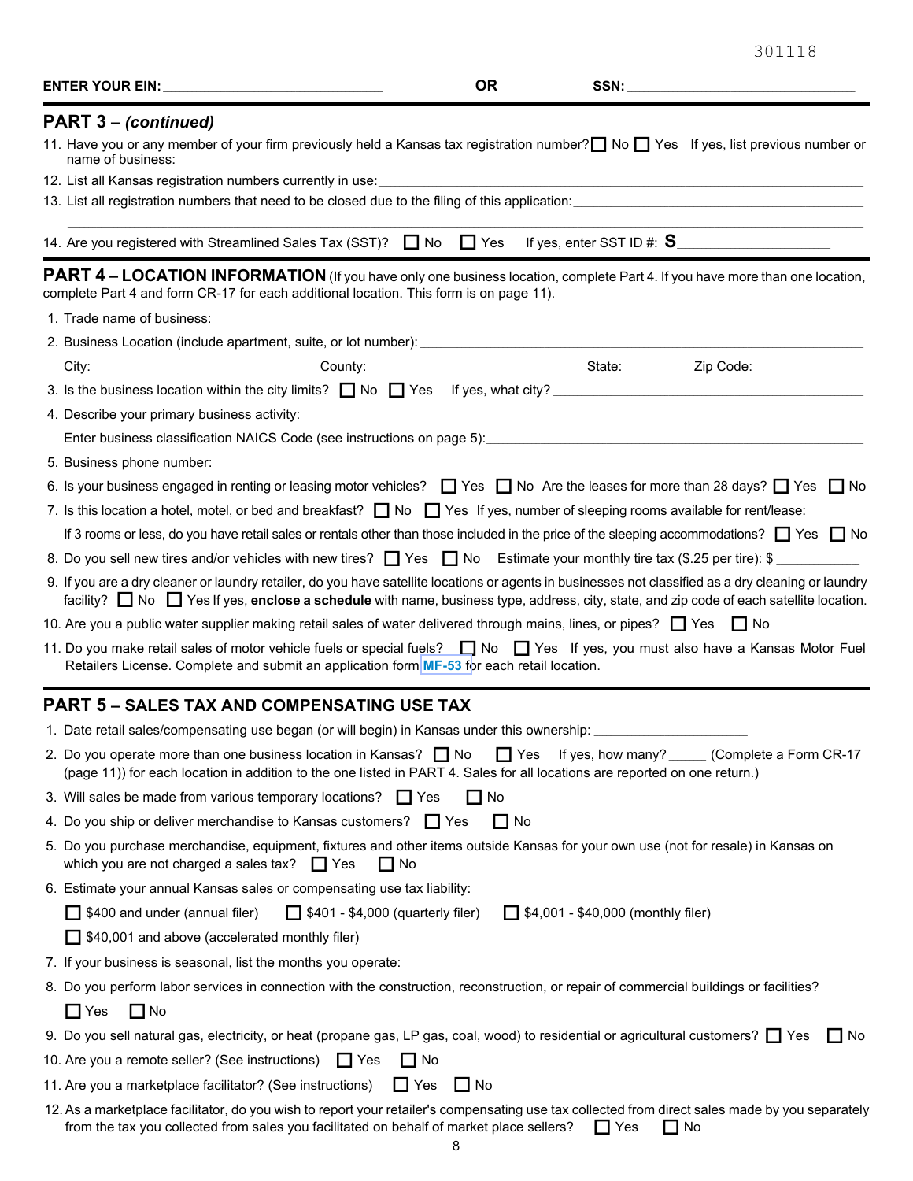301118

**ENTER YOUR EIN:** ______________________________ **OR** **SSN:** ______________________________

## PART 3 – *(continued)*

11. Have you or any member of your firm previously held a Kansas tax registration number? ☐ No ☐ Yes If yes, list previous number or name of business: ______________________________
12. List all Kansas registration numbers currently in use: ______________________________
13. List all registration numbers that need to be closed due to the filing of this application: ______________________________
14. Are you registered with Streamlined Sales Tax (SST)? ☐ No ☐ Yes If yes, enter SST ID #: **S** ______________________________

## PART 4 – LOCATION INFORMATION

(If you have only one business location, complete Part 4. If you have more than one location, complete Part 4 and form CR-17 for each additional location. This form is on page 11).

1. Trade name of business: ______________________________
2. Business Location (include apartment, suite, or lot number): ______________________________
   City: ______________ County: ______________ State: ________ Zip Code: ______________
3. Is the business location within the city limits? ☐ No ☐ Yes If yes, what city? ______________________________
4. Describe your primary business activity: ______________________________
   Enter business classification NAICS Code (see instructions on page 5): ______________________________
5. Business phone number: ______________________________
6. Is your business engaged in renting or leasing motor vehicles? ☐ Yes ☐ No Are the leases for more than 28 days? ☐ Yes ☐ No
7. Is this location a hotel, motel, or bed and breakfast? ☐ No ☐ Yes If yes, number of sleeping rooms available for rent/lease: ________
   If 3 rooms or less, do you have retail sales or rentals other than those included in the price of the sleeping accommodations? ☐ Yes ☐ No
8. Do you sell new tires and/or vehicles with new tires? ☐ Yes ☐ No Estimate your monthly tire tax ($.25 per tire): $ ____________
9. If you are a dry cleaner or laundry retailer, do you have satellite locations or agents in businesses not classified as a dry cleaning or laundry facility? ☐ No ☐ Yes If yes, **enclose a schedule** with name, business type, address, city, state, and zip code of each satellite location.
10. Are you a public water supplier making retail sales of water delivered through mains, lines, or pipes? ☐ Yes ☐ No
11. Do you make retail sales of motor vehicle fuels or special fuels? ☐ No ☐ Yes If yes, you must also have a Kansas Motor Fuel Retailers License. Complete and submit an application form MF-53 for each retail location.

## PART 5 – SALES TAX AND COMPENSATING USE TAX

1. Date retail sales/compensating use began (or will begin) in Kansas under this ownership: ______________________________
2. Do you operate more than one business location in Kansas? ☐ No ☐ Yes If yes, how many? _____ (Complete a Form CR-17 (page 11)) for each location in addition to the one listed in PART 4. Sales for all locations are reported on one return.)
3. Will sales be made from various temporary locations? ☐ Yes ☐ No
4. Do you ship or deliver merchandise to Kansas customers? ☐ Yes ☐ No
5. Do you purchase merchandise, equipment, fixtures and other items outside Kansas for your own use (not for resale) in Kansas on which you are not charged a sales tax? ☐ Yes ☐ No
6. Estimate your annual Kansas sales or compensating use tax liability:
   ☐ $400 and under (annual filer) ☐ $401 - $4,000 (quarterly filer) ☐ $4,001 - $40,000 (monthly filer)
   ☐ $40,001 and above (accelerated monthly filer)
7. If your business is seasonal, list the months you operate: ______________________________
8. Do you perform labor services in connection with the construction, reconstruction, or repair of commercial buildings or facilities?
   ☐ Yes ☐ No
9. Do you sell natural gas, electricity, or heat (propane gas, LP gas, coal, wood) to residential or agricultural customers? ☐ Yes ☐ No
10. Are you a remote seller? (See instructions) ☐ Yes ☐ No
11. Are you a marketplace facilitator? (See instructions) ☐ Yes ☐ No
12. As a marketplace facilitator, do you wish to report your retailer's compensating use tax collected from direct sales made by you separately from the tax you collected from sales you facilitated on behalf of market place sellers? ☐ Yes ☐ No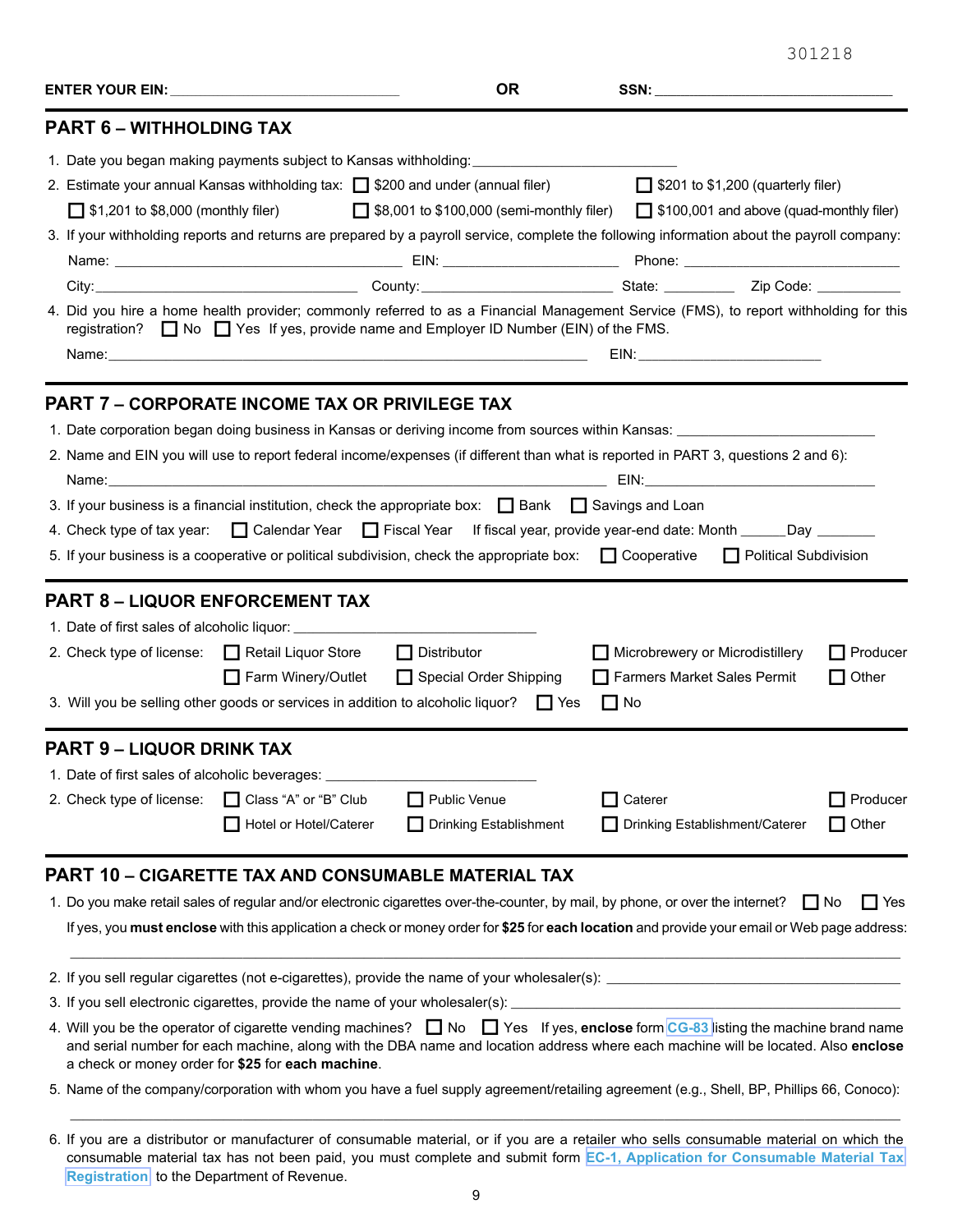301218

**ENTER YOUR EIN:** ____________________________ **OR** **SSN:** ____________________________

## PART 6 – WITHHOLDING TAX

1. Date you began making payments subject to Kansas withholding: ________________________
2. Estimate your annual Kansas withholding tax: ☐ $200 and under (annual filer) ☐ $201 to $1,200 (quarterly filer) ☐ $1,201 to $8,000 (monthly filer) ☐ $8,001 to $100,000 (semi-monthly filer) ☐ $100,001 and above (quad-monthly filer)
3. If your withholding reports and returns are prepared by a payroll service, complete the following information about the payroll company:

   Name: ________________________ EIN: ________________ Phone: ____________________

   City: ________________________ County: ________________ State: ________ Zip Code: __________
4. Did you hire a home health provider; commonly referred to as a Financial Management Service (FMS), to report withholding for this registration? ☐ No ☐ Yes If yes, provide name and Employer ID Number (EIN) of the FMS.

   Name: ____________________________________________ EIN: ____________________

## PART 7 – CORPORATE INCOME TAX OR PRIVILEGE TAX

1. Date corporation began doing business in Kansas or deriving income from sources within Kansas: ____________________
2. Name and EIN you will use to report federal income/expenses (if different than what is reported in PART 3, questions 2 and 6):

   Name: ____________________________________________ EIN: ____________________
3. If your business is a financial institution, check the appropriate box: ☐ Bank ☐ Savings and Loan
4. Check type of tax year: ☐ Calendar Year ☐ Fiscal Year If fiscal year, provide year-end date: Month ______Day ______
5. If your business is a cooperative or political subdivision, check the appropriate box: ☐ Cooperative ☐ Political Subdivision

## PART 8 – LIQUOR ENFORCEMENT TAX

1. Date of first sales of alcoholic liquor: ____________________
2. Check type of license: ☐ Retail Liquor Store ☐ Distributor ☐ Microbrewery or Microdistillery ☐ Producer ☐ Farm Winery/Outlet ☐ Special Order Shipping ☐ Farmers Market Sales Permit ☐ Other
3. Will you be selling other goods or services in addition to alcoholic liquor? ☐ Yes ☐ No

## PART 9 – LIQUOR DRINK TAX

1. Date of first sales of alcoholic beverages: ____________________
2. Check type of license: ☐ Class "A" or "B" Club ☐ Public Venue ☐ Caterer ☐ Producer ☐ Hotel or Hotel/Caterer ☐ Drinking Establishment ☐ Drinking Establishment/Caterer ☐ Other

## PART 10 – CIGARETTE TAX AND CONSUMABLE MATERIAL TAX

1. Do you make retail sales of regular and/or electronic cigarettes over-the-counter, by mail, by phone, or over the internet? ☐ No ☐ Yes

   If yes, you **must enclose** with this application a check or money order for **$25** for **each location** and provide your email or Web page address:

   ________________________________________________________________________
2. If you sell regular cigarettes (not e-cigarettes), provide the name of your wholesaler(s): ____________________
3. If you sell electronic cigarettes, provide the name of your wholesaler(s): ____________________
4. Will you be the operator of cigarette vending machines? ☐ No ☐ Yes If yes, **enclose** form CG-83 listing the machine brand name and serial number for each machine, along with the DBA name and location address where each machine will be located. Also **enclose** a check or money order for **$25** for **each machine**.
5. Name of the company/corporation with whom you have a fuel supply agreement/retailing agreement (e.g., Shell, BP, Phillips 66, Conoco):

   ________________________________________________________________________
6. If you are a distributor or manufacturer of consumable material, or if you are a retailer who sells consumable material on which the consumable material tax has not been paid, you must complete and submit form **EC-1, Application for Consumable Material Tax Registration** to the Department of Revenue.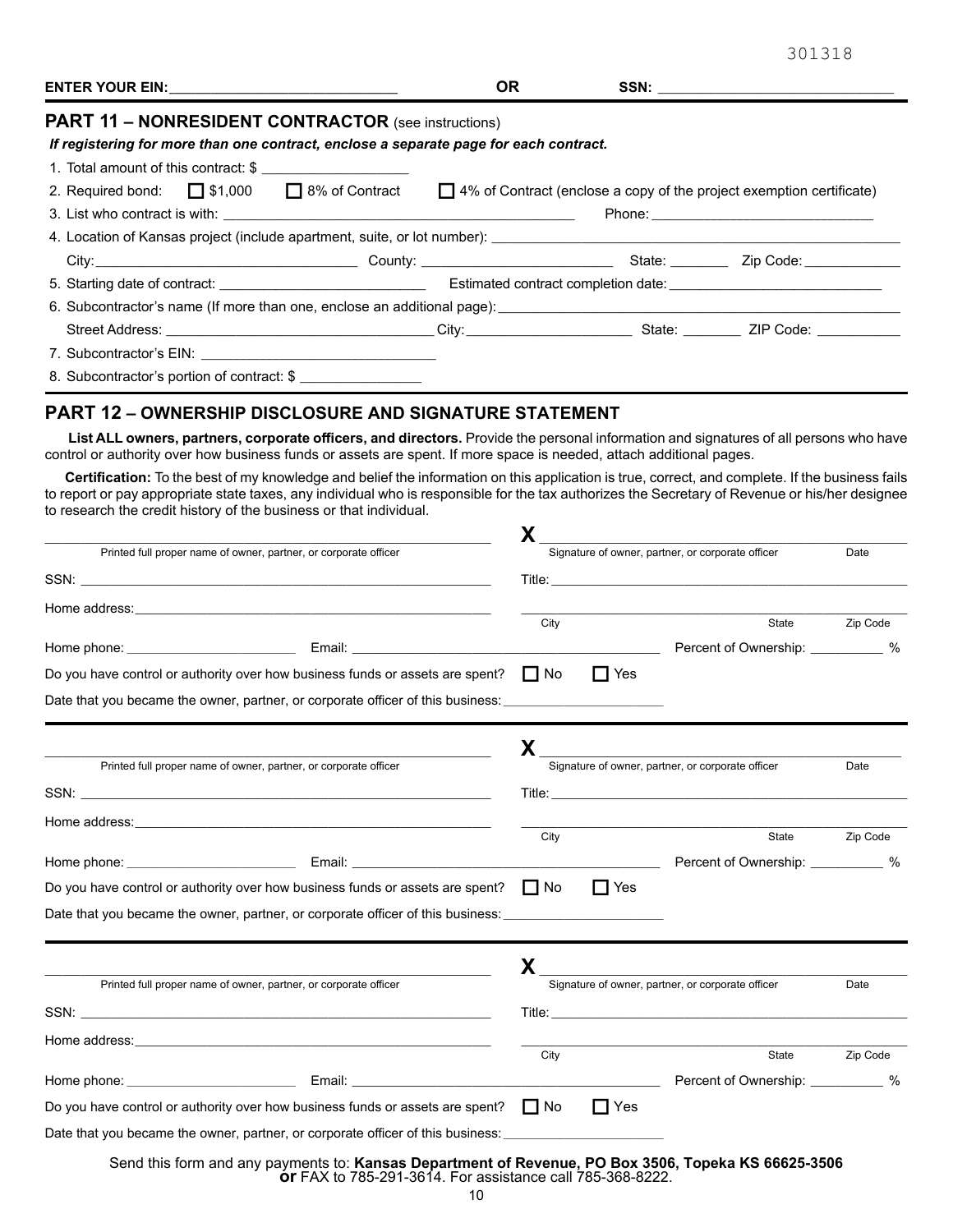301318

**ENTER YOUR EIN:** ____________________________ **OR** **SSN:** ______________________________

## PART 11 – NONRESIDENT CONTRACTOR (see instructions)

***If registering for more than one contract, enclose a separate page for each contract.***

1. Total amount of this contract: $ ___________________
2. Required bond: ☐ $1,000 ☐ 8% of Contract ☐ 4% of Contract (enclose a copy of the project exemption certificate)
3. List who contract is with: ____________________________________________ Phone: ____________________________
4. Location of Kansas project (include apartment, suite, or lot number): ____________________________________________

   City: ________________________________ County: __________________________ State: ________ Zip Code: ____________
5. Starting date of contract: ___________________________ Estimated contract completion date: ____________________________
6. Subcontractor's name (If more than one, enclose an additional page): ____________________________________________

   Street Address: __________________________________ City: _____________________ State: _______ ZIP Code: ___________
7. Subcontractor's EIN: _______________________________
8. Subcontractor's portion of contract: $ _______________

## PART 12 – OWNERSHIP DISCLOSURE AND SIGNATURE STATEMENT

**List ALL owners, partners, corporate officers, and directors.** Provide the personal information and signatures of all persons who have control or authority over how business funds or assets are spent. If more space is needed, attach additional pages.

**Certification:** To the best of my knowledge and belief the information on this application is true, correct, and complete. If the business fails to report or pay appropriate state taxes, any individual who is responsible for the tax authorizes the Secretary of Revenue or his/her designee to research the credit history of the business or that individual.

________________________________________________ **X** ________________________________________________

Printed full proper name of owner, partner, or corporate officer — Signature of owner, partner, or corporate officer — Date

SSN: ________________________________________________ Title: ________________________________________________

Home address: ________________________________________ ________________________________________________

City — State — Zip Code

Home phone: ______________________ Email: ________________________________________ Percent of Ownership: __________ %

Do you have control or authority over how business funds or assets are spent? ☐ No ☐ Yes

Date that you became the owner, partner, or corporate officer of this business: ______________________

---

________________________________________________ **X** ________________________________________________

Printed full proper name of owner, partner, or corporate officer — Signature of owner, partner, or corporate officer — Date

SSN: ________________________________________________ Title: ________________________________________________

Home address: ________________________________________ ________________________________________________

City — State — Zip Code

Home phone: ______________________ Email: ________________________________________ Percent of Ownership: __________ %

Do you have control or authority over how business funds or assets are spent? ☐ No ☐ Yes

Date that you became the owner, partner, or corporate officer of this business: ______________________

---

________________________________________________ **X** ________________________________________________

Printed full proper name of owner, partner, or corporate officer — Signature of owner, partner, or corporate officer — Date

SSN: ________________________________________________ Title: ________________________________________________

Home address: ________________________________________ ________________________________________________

City — State — Zip Code

Home phone: ______________________ Email: ________________________________________ Percent of Ownership: __________ %

Do you have control or authority over how business funds or assets are spent? ☐ No ☐ Yes

Date that you became the owner, partner, or corporate officer of this business: ______________________

Send this form and any payments to: **Kansas Department of Revenue, PO Box 3506, Topeka KS 66625-3506 or** FAX to 785-291-3614. For assistance call 785-368-8222.